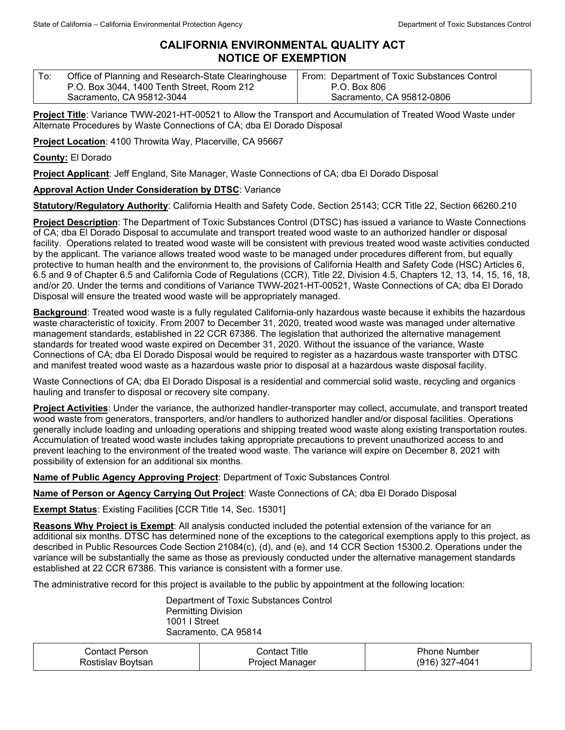State of California – California Environmental Protection Agency | Department of Toxic Substances Control

# CALIFORNIA ENVIRONMENTAL QUALITY ACT
# NOTICE OF EXEMPTION

| To: Office of Planning and Research-State Clearinghouse<br>P.O. Box 3044, 1400 Tenth Street, Room 212<br>Sacramento, CA 95812-3044 | From: Department of Toxic Substances Control<br>P.O. Box 806<br>Sacramento, CA 95812-0806 |
|---|---|

**Project Title**: Variance TWW-2021-HT-00521 to Allow the Transport and Accumulation of Treated Wood Waste under Alternate Procedures by Waste Connections of CA; dba El Dorado Disposal

**Project Location**: 4100 Throwita Way, Placerville, CA 95667

**County:** El Dorado

**Project Applicant**: Jeff England, Site Manager, Waste Connections of CA; dba El Dorado Disposal

**Approval Action Under Consideration by DTSC**: Variance

**Statutory/Regulatory Authority**: California Health and Safety Code, Section 25143; CCR Title 22, Section 66260.210

**Project Description**: The Department of Toxic Substances Control (DTSC) has issued a variance to Waste Connections of CA; dba El Dorado Disposal to accumulate and transport treated wood waste to an authorized handler or disposal facility. Operations related to treated wood waste will be consistent with previous treated wood waste activities conducted by the applicant. The variance allows treated wood waste to be managed under procedures different from, but equally protective to human health and the environment to, the provisions of California Health and Safety Code (HSC) Articles 6, 6.5 and 9 of Chapter 6.5 and California Code of Regulations (CCR), Title 22, Division 4.5, Chapters 12, 13, 14, 15, 16, 18, and/or 20. Under the terms and conditions of Variance TWW-2021-HT-00521, Waste Connections of CA; dba El Dorado Disposal will ensure the treated wood waste will be appropriately managed.

**Background**: Treated wood waste is a fully regulated California-only hazardous waste because it exhibits the hazardous waste characteristic of toxicity. From 2007 to December 31, 2020, treated wood waste was managed under alternative management standards, established in 22 CCR 67386. The legislation that authorized the alternative management standards for treated wood waste expired on December 31, 2020. Without the issuance of the variance, Waste Connections of CA; dba El Dorado Disposal would be required to register as a hazardous waste transporter with DTSC and manifest treated wood waste as a hazardous waste prior to disposal at a hazardous waste disposal facility.

Waste Connections of CA; dba El Dorado Disposal is a residential and commercial solid waste, recycling and organics hauling and transfer to disposal or recovery site company.

**Project Activities**: Under the variance, the authorized handler-transporter may collect, accumulate, and transport treated wood waste from generators, transporters, and/or handlers to authorized handler and/or disposal facilities. Operations generally include loading and unloading operations and shipping treated wood waste along existing transportation routes. Accumulation of treated wood waste includes taking appropriate precautions to prevent unauthorized access to and prevent leaching to the environment of the treated wood waste. The variance will expire on December 8, 2021 with possibility of extension for an additional six months.

**Name of Public Agency Approving Project**: Department of Toxic Substances Control

**Name of Person or Agency Carrying Out Project**: Waste Connections of CA; dba El Dorado Disposal

**Exempt Status**: Existing Facilities [CCR Title 14, Sec. 15301]

**Reasons Why Project is Exempt**: All analysis conducted included the potential extension of the variance for an additional six months. DTSC has determined none of the exceptions to the categorical exemptions apply to this project, as described in Public Resources Code Section 21084(c), (d), and (e), and 14 CCR Section 15300.2. Operations under the variance will be substantially the same as those as previously conducted under the alternative management standards established at 22 CCR 67386. This variance is consistent with a former use.

The administrative record for this project is available to the public by appointment at the following location:

Department of Toxic Substances Control
Permitting Division
1001 I Street
Sacramento, CA 95814

| Contact Person | Contact Title | Phone Number |
|---|---|---|
| Rostislav Boytsan | Project Manager | (916) 327-4041 |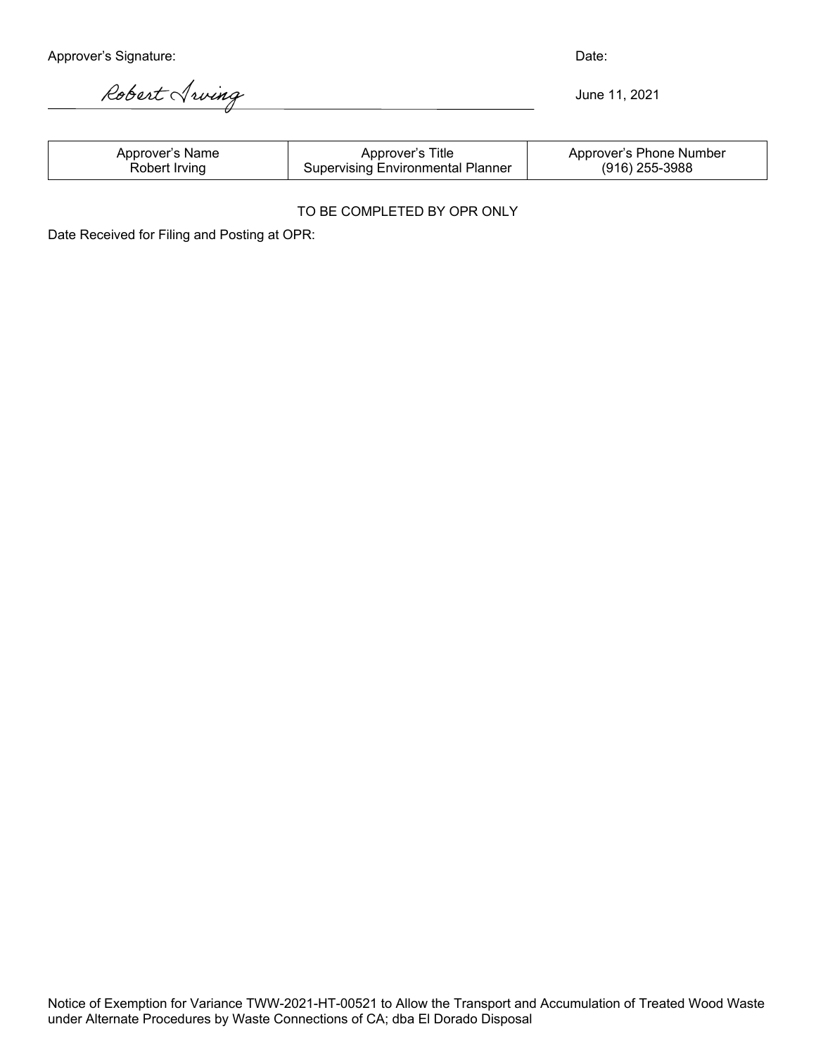Approver's Signature: Robert Irving

Date: June 11, 2021

| Approver's Name | Approver's Title | Approver's Phone Number |
|---|---|---|
| Robert Irving | Supervising Environmental Planner | (916) 255-3988 |

TO BE COMPLETED BY OPR ONLY

Date Received for Filing and Posting at OPR: